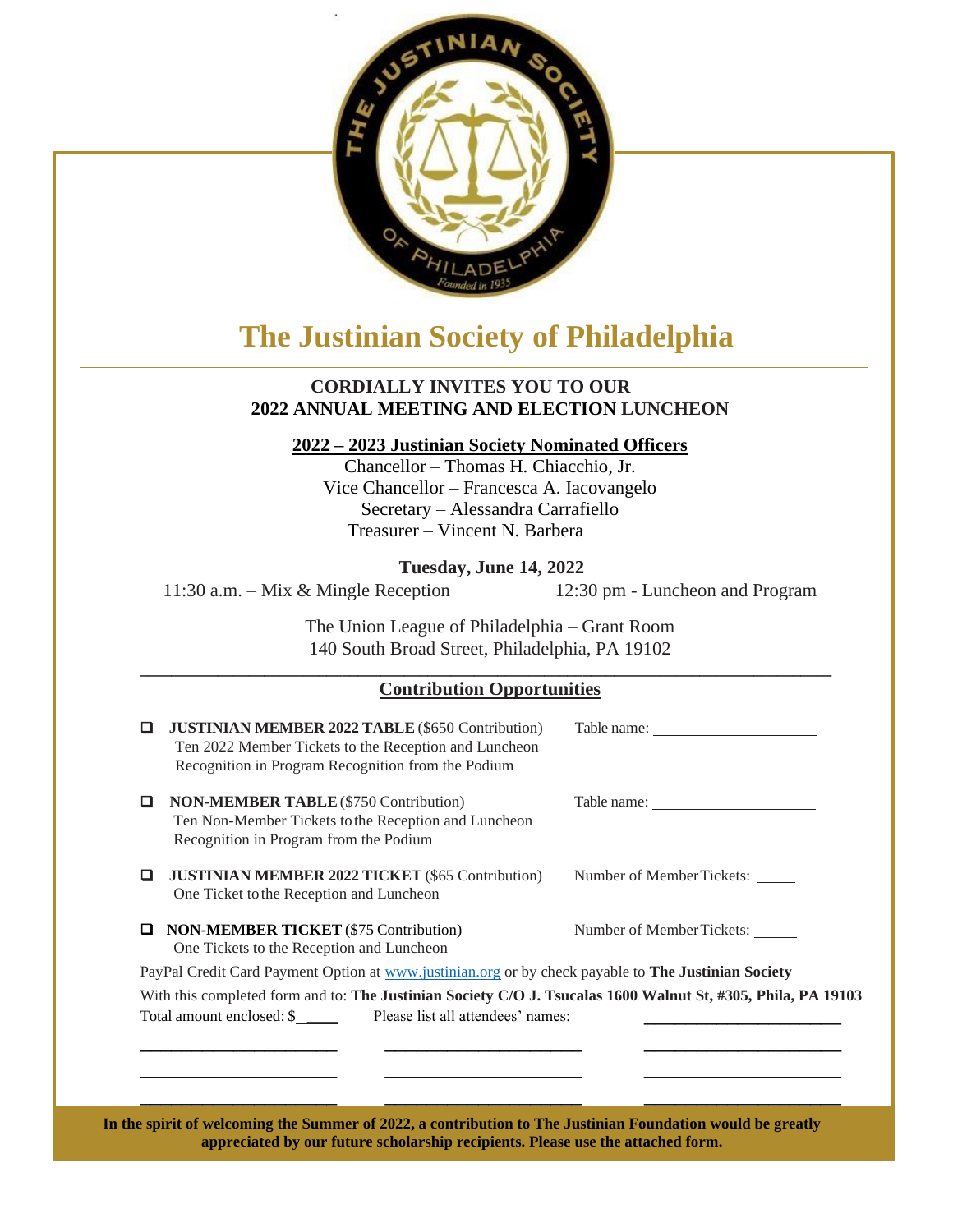# The Justinian Society of Philadelphia

**CORDIALLY INVITES YOU TO OUR**
**2022 ANNUAL MEETING AND ELECTION LUNCHEON**

**2022 – 2023 Justinian Society Nominated Officers**

Chancellor – Thomas H. Chiacchio, Jr.
Vice Chancellor – Francesca A. Iacovangelo
Secretary – Alessandra Carrafiello
Treasurer – Vincent N. Barbera

**Tuesday, June 14, 2022**

11:30 a.m. – Mix & Mingle Reception    12:30 pm - Luncheon and Program

The Union League of Philadelphia – Grant Room
140 South Broad Street, Philadelphia, PA 19102

## Contribution Opportunities

- ☐ **JUSTINIAN MEMBER 2022 TABLE** ($650 Contribution)
  Ten 2022 Member Tickets to the Reception and Luncheon
  Recognition in Program Recognition from the Podium
  Table name: ____________________

- ☐ **NON-MEMBER TABLE** ($750 Contribution)
  Ten Non-Member Tickets to the Reception and Luncheon
  Recognition in Program from the Podium
  Table name: ____________________

- ☐ **JUSTINIAN MEMBER 2022 TICKET** ($65 Contribution)
  One Ticket to the Reception and Luncheon
  Number of Member Tickets: _____

- ☐ **NON-MEMBER TICKET** ($75 Contribution)
  One Tickets to the Reception and Luncheon
  Number of Member Tickets: _____

PayPal Credit Card Payment Option at www.justinian.org or by check payable to **The Justinian Society**

With this completed form and to: **The Justinian Society C/O J. Tsucalas 1600 Walnut St, #305, Phila, PA 19103**

Total amount enclosed: $_____    Please list all attendees' names:

________________________    ________________________    ________________________

________________________    ________________________    ________________________

________________________    ________________________    ________________________

________________________    ________________________    ________________________

**In the spirit of welcoming the Summer of 2022, a contribution to The Justinian Foundation would be greatly appreciated by our future scholarship recipients. Please use the attached form.**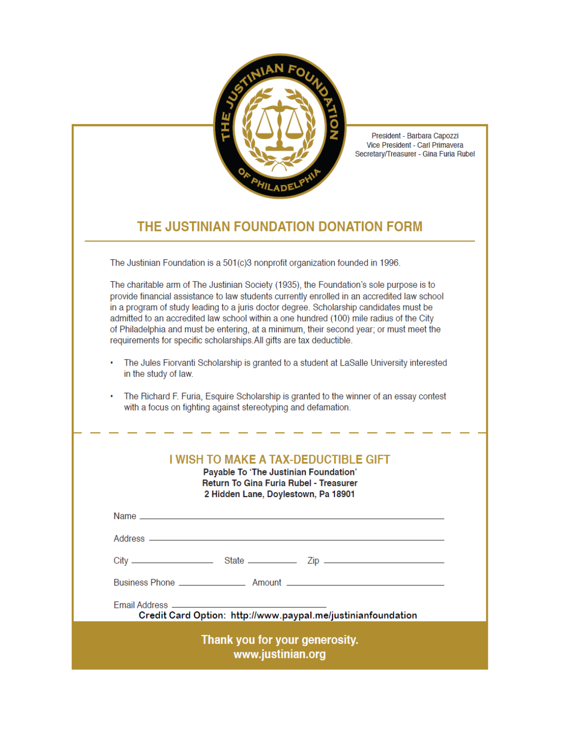President - Barbara Capozzi
Vice President - Carl Primavera
Secretary/Treasurer - Gina Furia Rubel

# THE JUSTINIAN FOUNDATION DONATION FORM

The Justinian Foundation is a 501(c)3 nonprofit organization founded in 1996.

The charitable arm of The Justinian Society (1935), the Foundation's sole purpose is to provide financial assistance to law students currently enrolled in an accredited law school in a program of study leading to a juris doctor degree. Scholarship candidates must be admitted to an accredited law school within a one hundred (100) mile radius of the City of Philadelphia and must be entering, at a minimum, their second year; or must meet the requirements for specific scholarships.All gifts are tax deductible.

- The Jules Fiorvanti Scholarship is granted to a student at LaSalle University interested in the study of law.
- The Richard F. Furia, Esquire Scholarship is granted to the winner of an essay contest with a focus on fighting against stereotyping and defamation.

---

## I WISH TO MAKE A TAX-DEDUCTIBLE GIFT

**Payable To 'The Justinian Foundation'**
**Return To Gina Furia Rubel - Treasurer**
**2 Hidden Lane, Doylestown, Pa 18901**

Name \_\_\_\_\_\_\_\_\_\_\_\_\_\_\_\_\_\_\_\_\_\_\_\_\_\_\_\_\_\_\_\_\_\_\_\_\_\_\_\_

Address \_\_\_\_\_\_\_\_\_\_\_\_\_\_\_\_\_\_\_\_\_\_\_\_\_\_\_\_\_\_\_\_\_\_\_\_\_\_

City \_\_\_\_\_\_\_\_\_\_\_\_ State \_\_\_\_\_\_\_\_ Zip \_\_\_\_\_\_\_\_\_\_\_\_

Business Phone \_\_\_\_\_\_\_\_\_\_ Amount \_\_\_\_\_\_\_\_\_\_\_\_\_\_

Email Address \_\_\_\_\_\_\_\_\_\_\_\_\_\_\_\_\_\_\_\_\_\_\_\_

**Credit Card Option: http://www.paypal.me/justinianfoundation**

**Thank you for your generosity.**
**www.justinian.org**